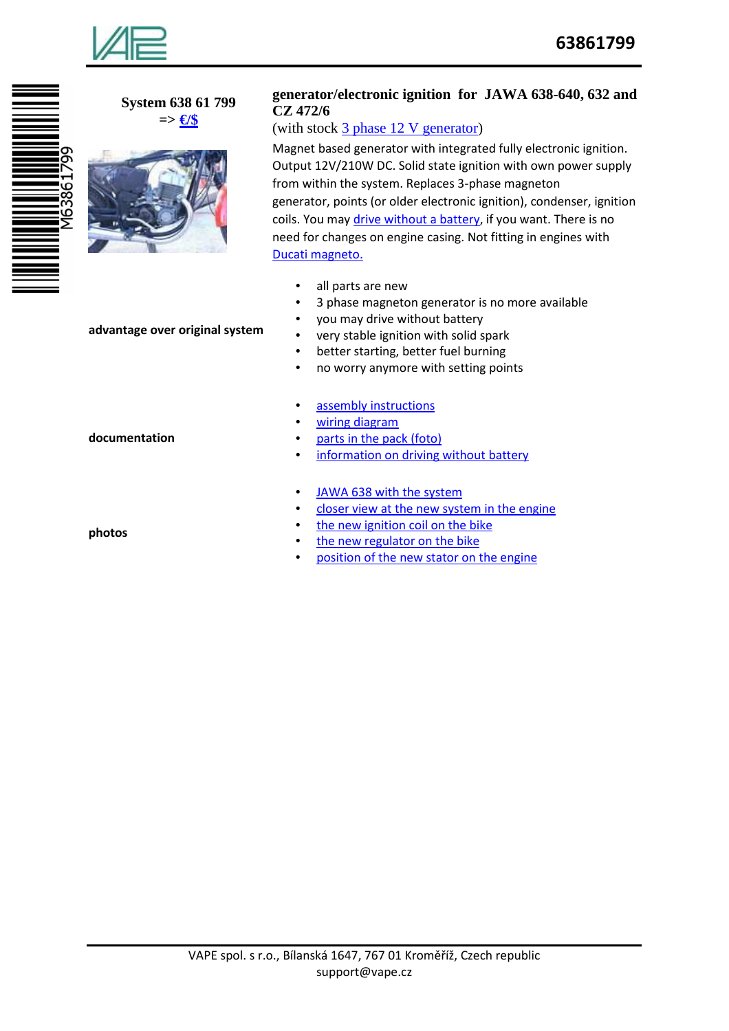# 63861799

**System 638 61 799**
=> €/$

## generator/electronic ignition for JAWA 638-640, 632 and CZ 472/6

(with stock 3 phase 12 V generator)

Magnet based generator with integrated fully electronic ignition. Output 12V/210W DC. Solid state ignition with own power supply from within the system. Replaces 3-phase magneton generator, points (or older electronic ignition), condenser, ignition coils. You may drive without a battery, if you want. There is no need for changes on engine casing. Not fitting in engines with Ducati magneto.

**advantage over original system**

- all parts are new
- 3 phase magneton generator is no more available
- you may drive without battery
- very stable ignition with solid spark
- better starting, better fuel burning
- no worry anymore with setting points

**documentation**

- assembly instructions
- wiring diagram
- parts in the pack (foto)
- information on driving without battery

**photos**

- JAWA 638 with the system
- closer view at the new system in the engine
- the new ignition coil on the bike
- the new regulator on the bike
- position of the new stator on the engine

VAPE spol. s r.o., Bílanská 1647, 767 01 Kroměříž, Czech republic
support@vape.cz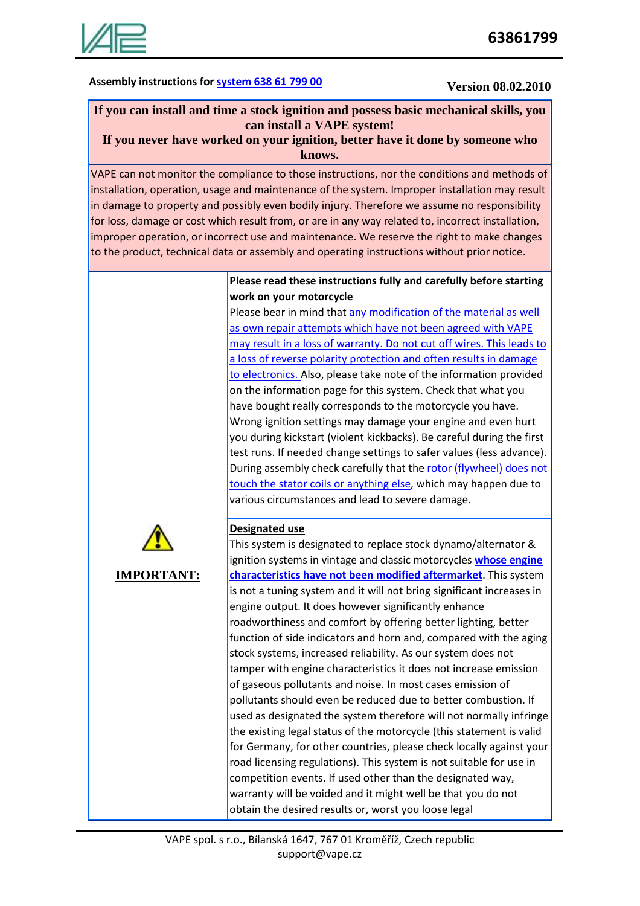Assembly instructions for system 638 61 799 00

Version 08.02.2010

**If you can install and time a stock ignition and possess basic mechanical skills, you can install a VAPE system!**
**If you never have worked on your ignition, better have it done by someone who knows.**

VAPE can not monitor the compliance to those instructions, nor the conditions and methods of installation, operation, usage and maintenance of the system. Improper installation may result in damage to property and possibly even bodily injury. Therefore we assume no responsibility for loss, damage or cost which result from, or are in any way related to, incorrect installation, improper operation, or incorrect use and maintenance. We reserve the right to make changes to the product, technical data or assembly and operating instructions without prior notice.

**IMPORTANT:**

**Please read these instructions fully and carefully before starting work on your motorcycle**

Please bear in mind that any modification of the material as well as own repair attempts which have not been agreed with VAPE may result in a loss of warranty. Do not cut off wires. This leads to a loss of reverse polarity protection and often results in damage to electronics. Also, please take note of the information provided on the information page for this system. Check that what you have bought really corresponds to the motorcycle you have. Wrong ignition settings may damage your engine and even hurt you during kickstart (violent kickbacks). Be careful during the first test runs. If needed change settings to safer values (less advance). During assembly check carefully that the rotor (flywheel) does not touch the stator coils or anything else, which may happen due to various circumstances and lead to severe damage.

**Designated use**

This system is designated to replace stock dynamo/alternator & ignition systems in vintage and classic motorcycles **whose engine characteristics have not been modified aftermarket**. This system is not a tuning system and it will not bring significant increases in engine output. It does however significantly enhance roadworthiness and comfort by offering better lighting, better function of side indicators and horn and, compared with the aging stock systems, increased reliability. As our system does not tamper with engine characteristics it does not increase emission of gaseous pollutants and noise. In most cases emission of pollutants should even be reduced due to better combustion. If used as designated the system therefore will not normally infringe the existing legal status of the motorcycle (this statement is valid for Germany, for other countries, please check locally against your road licensing regulations). This system is not suitable for use in competition events. If used other than the designated way, warranty will be voided and it might well be that you do not obtain the desired results or, worst you loose legal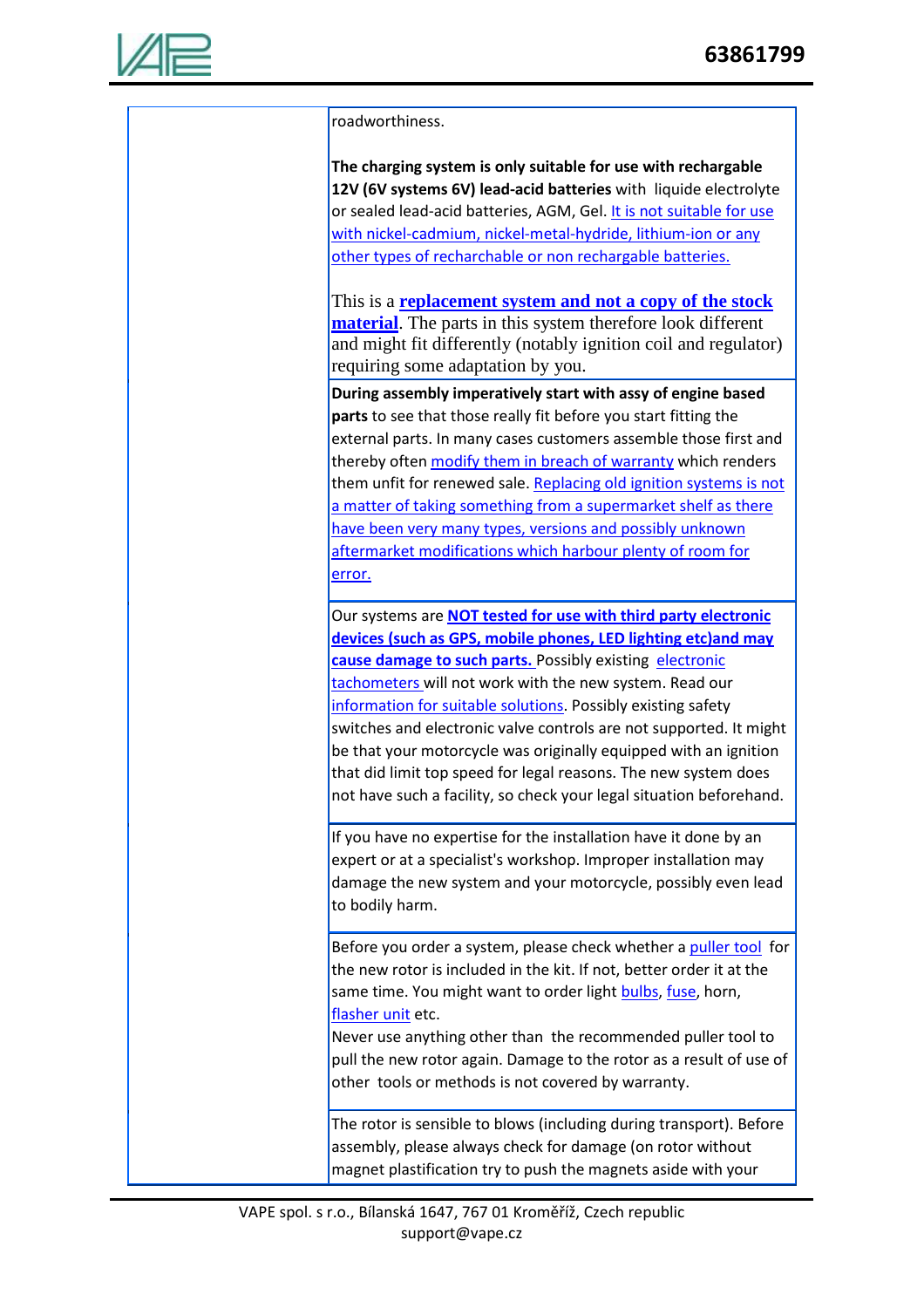roadworthiness.

**The charging system is only suitable for use with rechargable 12V (6V systems 6V) lead-acid batteries** with liquide electrolyte or sealed lead-acid batteries, AGM, Gel. It is not suitable for use with nickel-cadmium, nickel-metal-hydride, lithium-ion or any other types of recharchable or non rechargable batteries.

This is a **replacement system and not a copy of the stock material**. The parts in this system therefore look different and might fit differently (notably ignition coil and regulator) requiring some adaptation by you.

**During assembly imperatively start with assy of engine based parts** to see that those really fit before you start fitting the external parts. In many cases customers assemble those first and thereby often modify them in breach of warranty which renders them unfit for renewed sale. Replacing old ignition systems is not a matter of taking something from a supermarket shelf as there have been very many types, versions and possibly unknown aftermarket modifications which harbour plenty of room for error.

Our systems are **NOT tested for use with third party electronic devices (such as GPS, mobile phones, LED lighting etc)and may cause damage to such parts.** Possibly existing electronic tachometers will not work with the new system. Read our information for suitable solutions. Possibly existing safety switches and electronic valve controls are not supported. It might be that your motorcycle was originally equipped with an ignition that did limit top speed for legal reasons. The new system does not have such a facility, so check your legal situation beforehand.

If you have no expertise for the installation have it done by an expert or at a specialist's workshop. Improper installation may damage the new system and your motorcycle, possibly even lead to bodily harm.

Before you order a system, please check whether a puller tool for the new rotor is included in the kit. If not, better order it at the same time. You might want to order light bulbs, fuse, horn, flasher unit etc.
Never use anything other than the recommended puller tool to pull the new rotor again. Damage to the rotor as a result of use of other tools or methods is not covered by warranty.

The rotor is sensible to blows (including during transport). Before assembly, please always check for damage (on rotor without magnet plastification try to push the magnets aside with your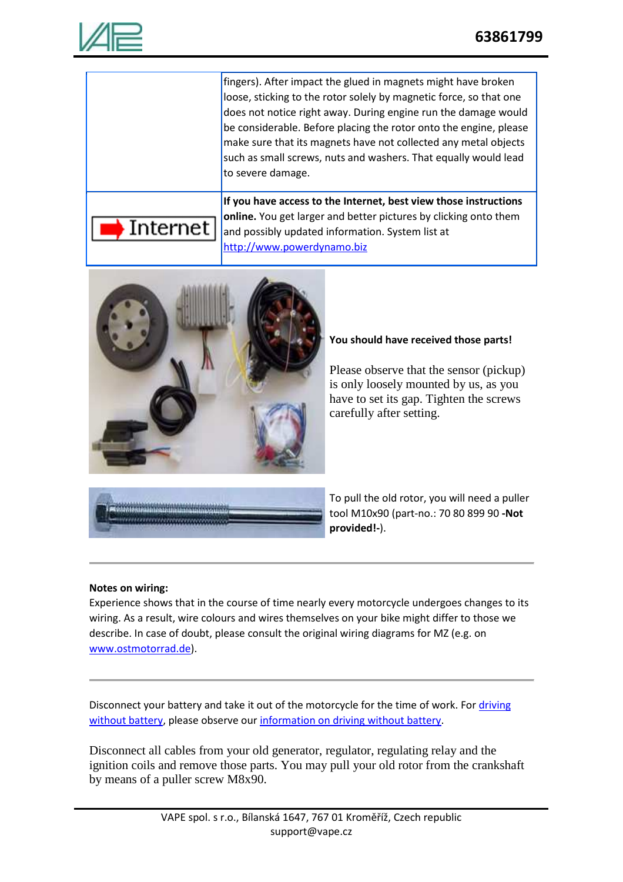| | |
|---|---|
| | fingers). After impact the glued in magnets might have broken loose, sticking to the rotor solely by magnetic force, so that one does not notice right away. During engine run the damage would be considerable. Before placing the rotor onto the engine, please make sure that its magnets have not collected any metal objects such as small screws, nuts and washers. That equally would lead to severe damage. |
| Internet | **If you have access to the Internet, best view those instructions online.** You get larger and better pictures by clicking onto them and possibly updated information. System list at http://www.powerdynamo.biz |

**You should have received those parts!**

Please observe that the sensor (pickup) is only loosely mounted by us, as you have to set its gap. Tighten the screws carefully after setting.

To pull the old rotor, you will need a puller tool M10x90 (part-no.: 70 80 899 90 **-Not provided!-**).

---

**Notes on wiring:**
Experience shows that in the course of time nearly every motorcycle undergoes changes to its wiring. As a result, wire colours and wires themselves on your bike might differ to those we describe. In case of doubt, please consult the original wiring diagrams for MZ (e.g. on www.ostmotorrad.de).

---

Disconnect your battery and take it out of the motorcycle for the time of work. For driving without battery, please observe our information on driving without battery.

Disconnect all cables from your old generator, regulator, regulating relay and the ignition coils and remove those parts. You may pull your old rotor from the crankshaft by means of a puller screw M8x90.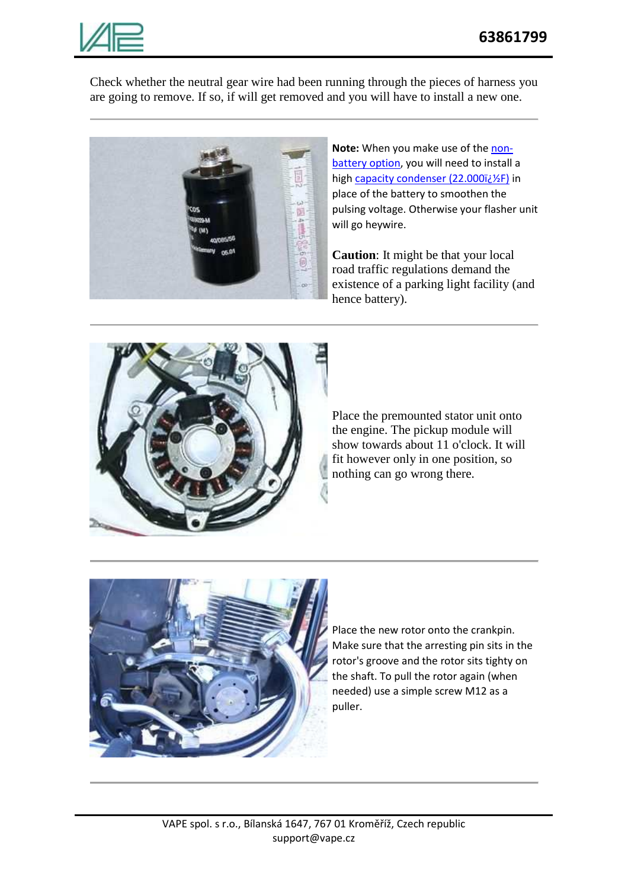Check whether the neutral gear wire had been running through the pieces of harness you are going to remove. If so, if will get removed and you will have to install a new one.

---

**Note:** When you make use of the non-battery option, you will need to install a high capacity condenser (22.000ï¿½F) in place of the battery to smoothen the pulsing voltage. Otherwise your flasher unit will go heywire.

**Caution**: It might be that your local road traffic regulations demand the existence of a parking light facility (and hence battery).

---

Place the premounted stator unit onto the engine. The pickup module will show towards about 11 o'clock. It will fit however only in one position, so nothing can go wrong there.

---

Place the new rotor onto the crankpin. Make sure that the arresting pin sits in the rotor's groove and the rotor sits tighty on the shaft. To pull the rotor again (when needed) use a simple screw M12 as a puller.

---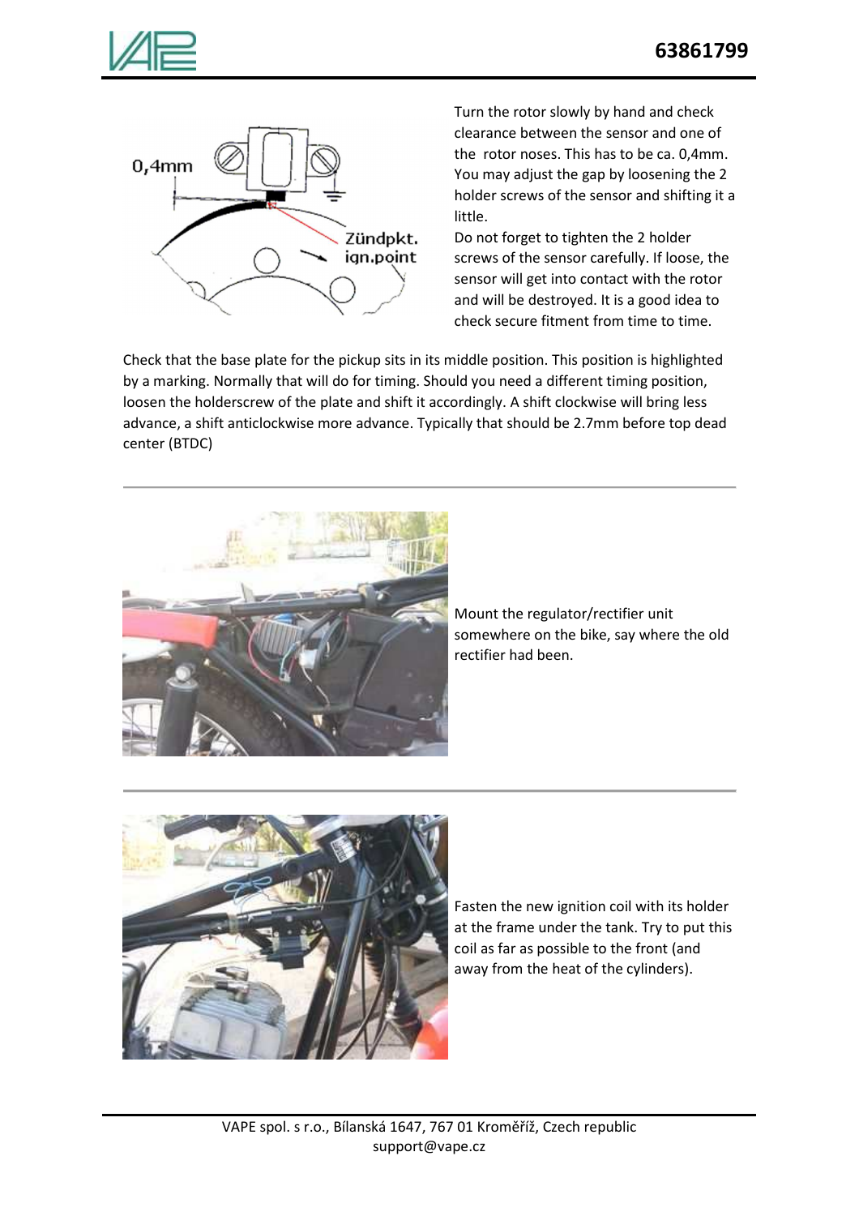Turn the rotor slowly by hand and check clearance between the sensor and one of the rotor noses. This has to be ca. 0,4mm. You may adjust the gap by loosening the 2 holder screws of the sensor and shifting it a little.

Do not forget to tighten the 2 holder screws of the sensor carefully. If loose, the sensor will get into contact with the rotor and will be destroyed. It is a good idea to check secure fitment from time to time.

Check that the base plate for the pickup sits in its middle position. This position is highlighted by a marking. Normally that will do for timing. Should you need a different timing position, loosen the holderscrew of the plate and shift it accordingly. A shift clockwise will bring less advance, a shift anticlockwise more advance. Typically that should be 2.7mm before top dead center (BTDC)

---

Mount the regulator/rectifier unit somewhere on the bike, say where the old rectifier had been.

---

Fasten the new ignition coil with its holder at the frame under the tank. Try to put this coil as far as possible to the front (and away from the heat of the cylinders).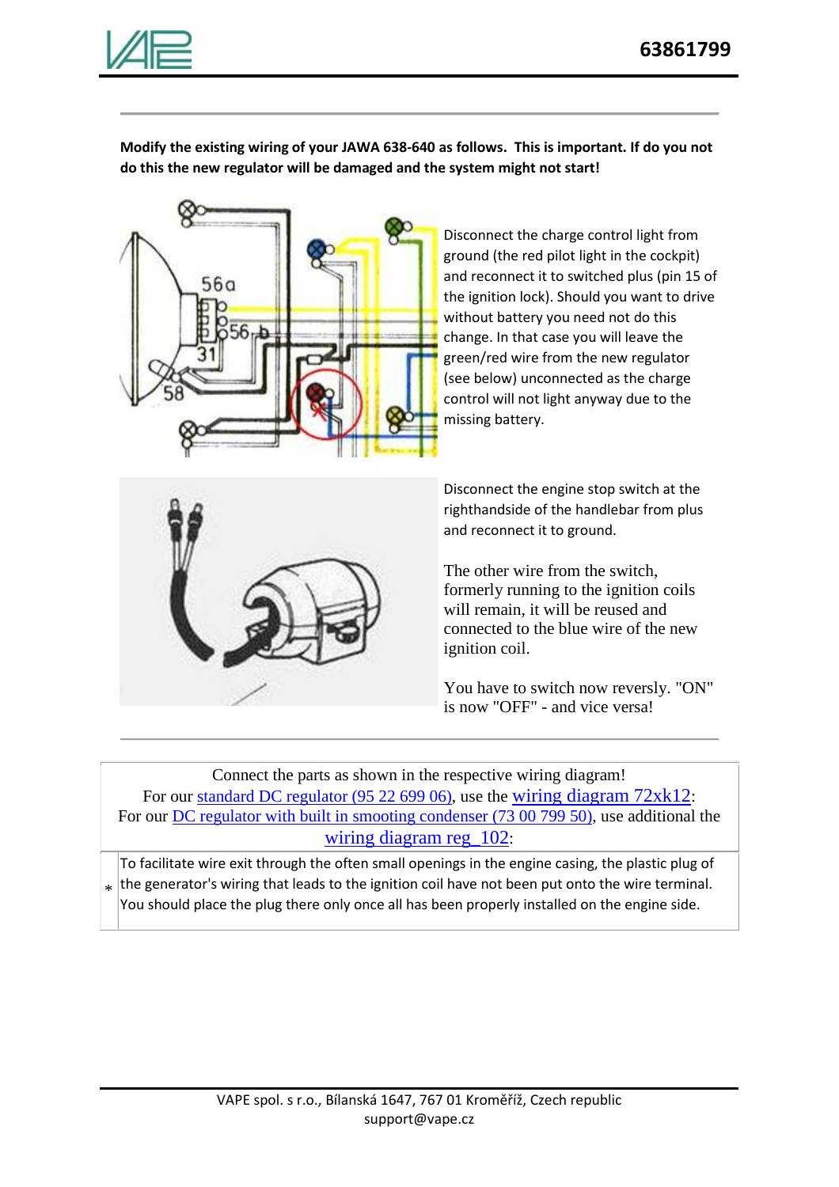**Modify the existing wiring of your JAWA 638-640 as follows. This is important. If do you not do this the new regulator will be damaged and the system might not start!**

Disconnect the charge control light from ground (the red pilot light in the cockpit) and reconnect it to switched plus (pin 15 of the ignition lock). Should you want to drive without battery you need not do this change. In that case you will leave the green/red wire from the new regulator (see below) unconnected as the charge control will not light anyway due to the missing battery.

Disconnect the engine stop switch at the righthandside of the handlebar from plus and reconnect it to ground.

The other wire from the switch, formerly running to the ignition coils will remain, it will be reused and connected to the blue wire of the new ignition coil.

You have to switch now reversly. "ON" is now "OFF" - and vice versa!

Connect the parts as shown in the respective wiring diagram!
For our standard DC regulator (95 22 699 06), use the wiring diagram 72xk12:
For our DC regulator with built in smooting condenser (73 00 799 50), use additional the wiring diagram reg_102:

| * | To facilitate wire exit through the often small openings in the engine casing, the plastic plug of the generator's wiring that leads to the ignition coil have not been put onto the wire terminal. You should place the plug there only once all has been properly installed on the engine side. |
|---|---|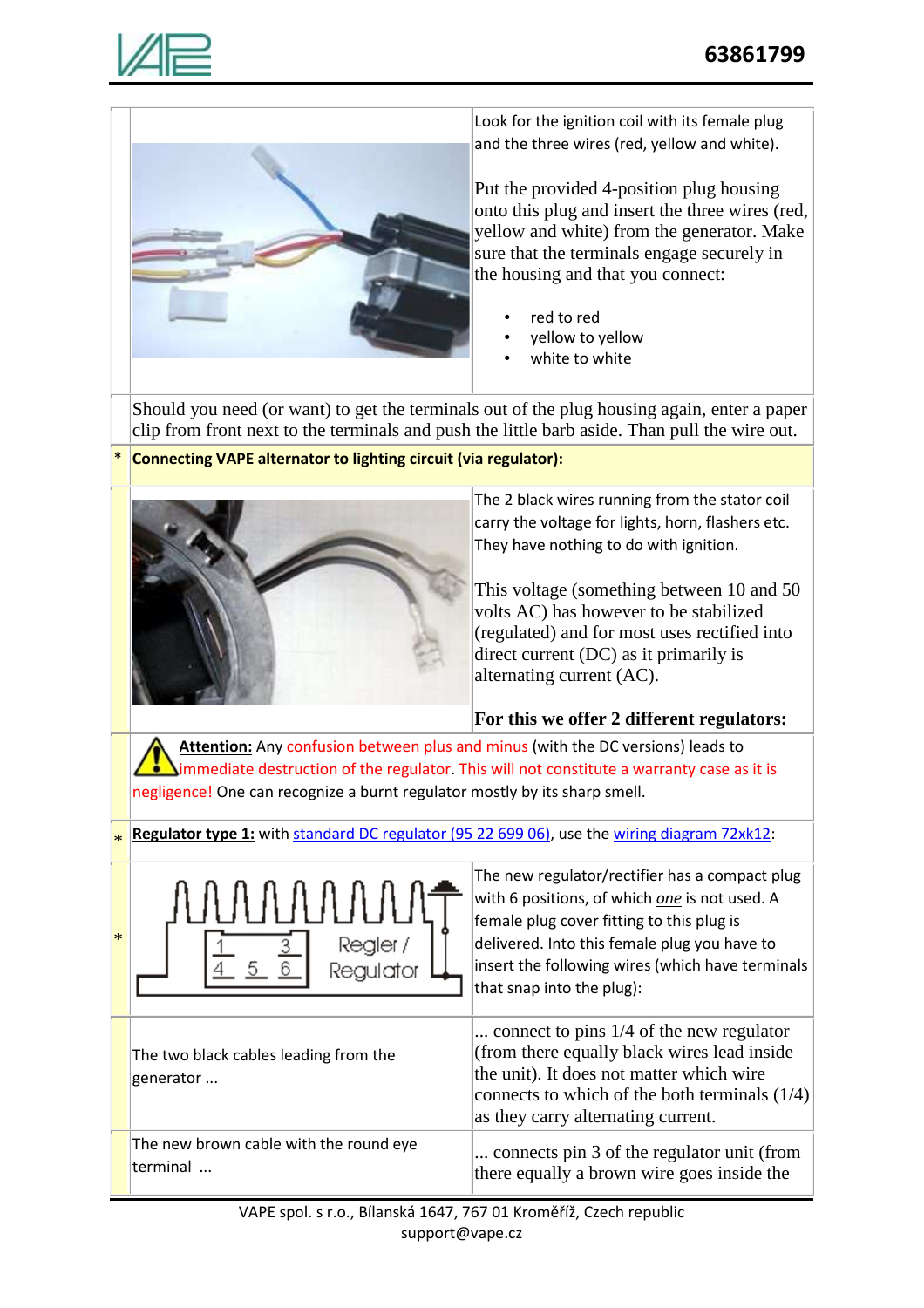Look for the ignition coil with its female plug and the three wires (red, yellow and white).

Put the provided 4-position plug housing onto this plug and insert the three wires (red, yellow and white) from the generator. Make sure that the terminals engage securely in the housing and that you connect:

- red to red
- yellow to yellow
- white to white

Should you need (or want) to get the terminals out of the plug housing again, enter a paper clip from front next to the terminals and push the little barb aside. Than pull the wire out.

\* **Connecting VAPE alternator to lighting circuit (via regulator):**

The 2 black wires running from the stator coil carry the voltage for lights, horn, flashers etc. They have nothing to do with ignition.

This voltage (something between 10 and 50 volts AC) has however to be stabilized (regulated) and for most uses rectified into direct current (DC) as it primarily is alternating current (AC).

**For this we offer 2 different regulators:**

**Attention:** Any confusion between plus and minus (with the DC versions) leads to immediate destruction of the regulator. This will not constitute a warranty case as it is negligence! One can recognize a burnt regulator mostly by its sharp smell.

\* **Regulator type 1:** with standard DC regulator (95 22 699 06), use the wiring diagram 72xk12:

\* The new regulator/rectifier has a compact plug with 6 positions, of which *one* is not used. A female plug cover fitting to this plug is delivered. Into this female plug you have to insert the following wires (which have terminals that snap into the plug):

| | |
|---|---|
| The two black cables leading from the generator ... | ... connect to pins 1/4 of the new regulator (from there equally black wires lead inside the unit). It does not matter which wire connects to which of the both terminals (1/4) as they carry alternating current. |
| The new brown cable with the round eye terminal ... | ... connects pin 3 of the regulator unit (from there equally a brown wire goes inside the |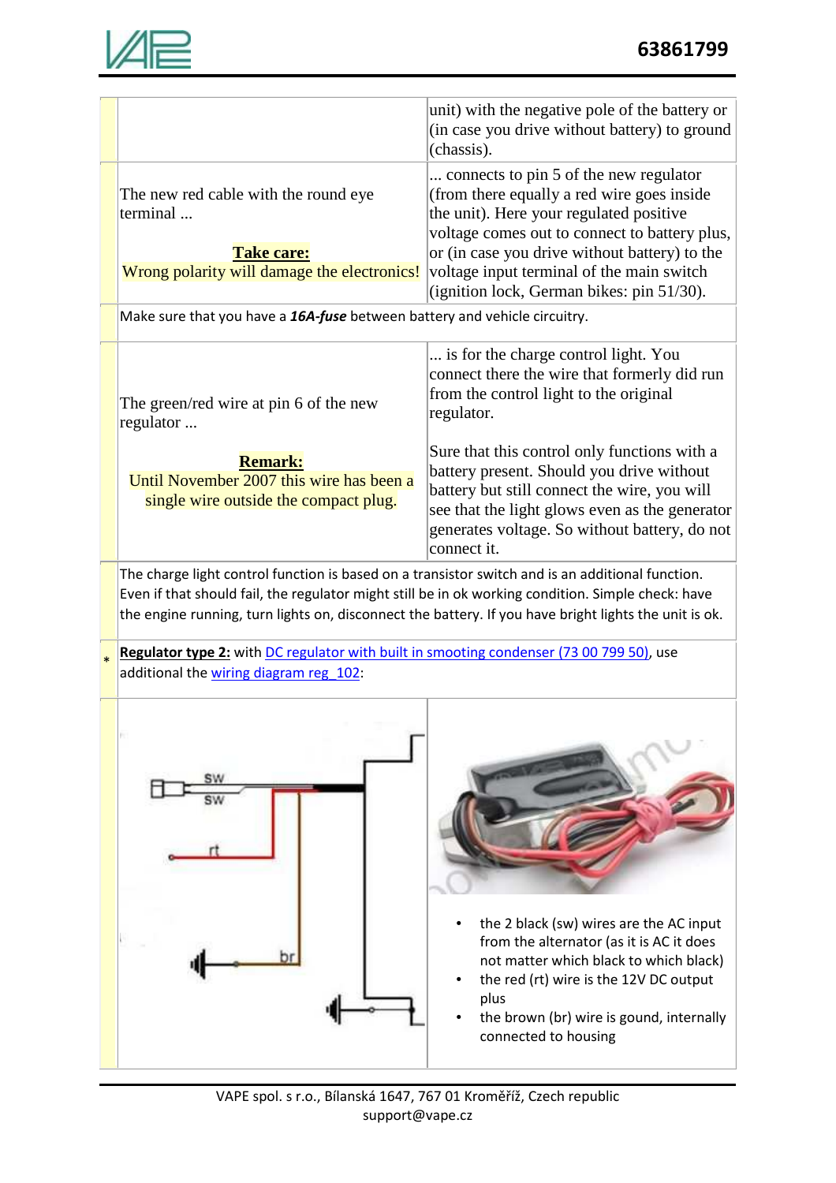| | | |
|---|---|---|
| | | unit) with the negative pole of the battery or (in case you drive without battery) to ground (chassis). |
| | The new red cable with the round eye terminal ...<br><br>**Take care:**<br>Wrong polarity will damage the electronics! | ... connects to pin 5 of the new regulator (from there equally a red wire goes inside the unit). Here your regulated positive voltage comes out to connect to battery plus, or (in case you drive without battery) to the voltage input terminal of the main switch (ignition lock, German bikes: pin 51/30). |
| | Make sure that you have a ***16A-fuse*** between battery and vehicle circuitry. | |
| | The green/red wire at pin 6 of the new regulator ...<br><br>**Remark:**<br>Until November 2007 this wire has been a single wire outside the compact plug. | ... is for the charge control light. You connect there the wire that formerly did run from the control light to the original regulator.<br><br>Sure that this control only functions with a battery present. Should you drive without battery but still connect the wire, you will see that the light glows even as the generator generates voltage. So without battery, do not connect it. |
| | The charge light control function is based on a transistor switch and is an additional function. Even if that should fail, the regulator might still be in ok working condition. Simple check: have the engine running, turn lights on, disconnect the battery. If you have bright lights the unit is ok. | |
| * | **Regulator type 2:** with DC regulator with built in smoothing condenser (73 00 799 50), use additional the wiring diagram reg_102: | |
| | sw, sw, rt, br | • the 2 black (sw) wires are the AC input from the alternator (as it is AC it does not matter which black to which black)<br>• the red (rt) wire is the 12V DC output plus<br>• the brown (br) wire is gound, internally connected to housing |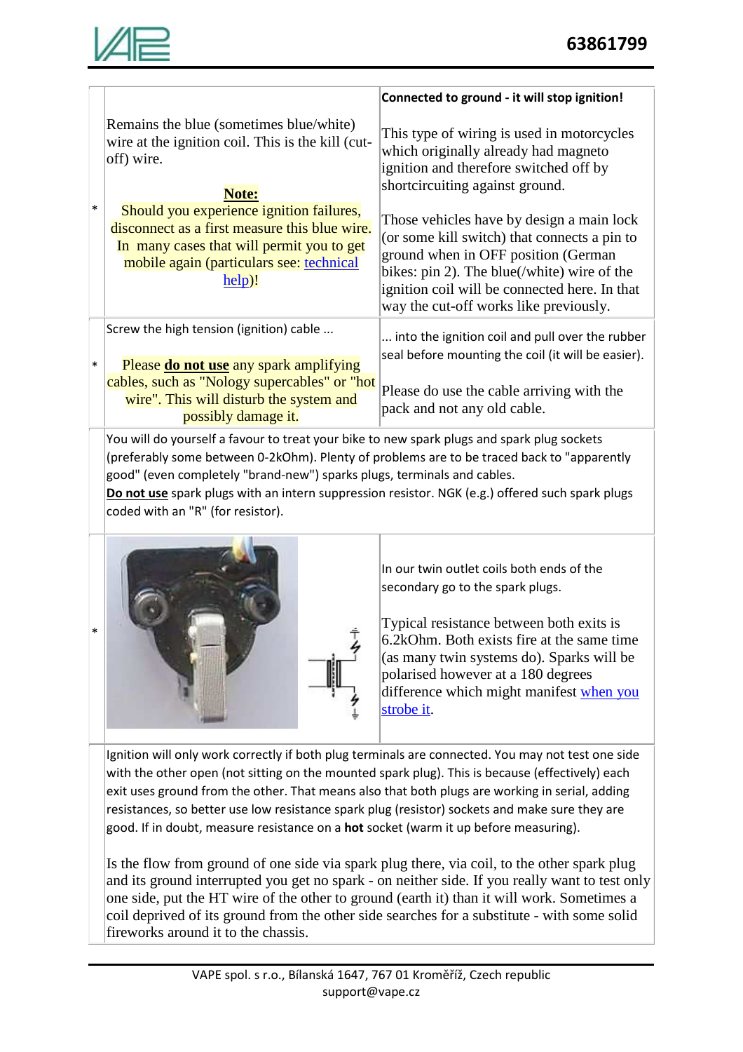| | | |
|---|---|---|
| * | Remains the blue (sometimes blue/white) wire at the ignition coil. This is the kill (cut-off) wire.<br><br>**Note:**<br>Should you experience ignition failures, disconnect as a first measure this blue wire. In many cases that will permit you to get mobile again (particulars see: technical help)! | **Connected to ground - it will stop ignition!**<br><br>This type of wiring is used in motorcycles which originally already had magneto ignition and therefore switched off by shortcircuiting against ground.<br><br>Those vehicles have by design a main lock (or some kill switch) that connects a pin to ground when in OFF position (German bikes: pin 2). The blue(/white) wire of the ignition coil will be connected here. In that way the cut-off works like previously. |
| * | Screw the high tension (ignition) cable ...<br><br>Please **do not use** any spark amplifying cables, such as "Nology supercables" or "hot wire". This will disturb the system and possibly damage it. | ... into the ignition coil and pull over the rubber seal before mounting the coil (it will be easier).<br><br>Please do use the cable arriving with the pack and not any old cable. |
| | You will do yourself a favour to treat your bike to new spark plugs and spark plug sockets (preferably some between 0-2kOhm). Plenty of problems are to be traced back to "apparently good" (even completely "brand-new") sparks plugs, terminals and cables.<br>**Do not use** spark plugs with an intern suppression resistor. NGK (e.g.) offered such spark plugs coded with an "R" (for resistor). | |
| * | | In our twin outlet coils both ends of the secondary go to the spark plugs.<br><br>Typical resistance between both exits is 6.2kOhm. Both exists fire at the same time (as many twin systems do). Sparks will be polarised however at a 180 degrees difference which might manifest when you strobe it. |
| | Ignition will only work correctly if both plug terminals are connected. You may not test one side with the other open (not sitting on the mounted spark plug). This is because (effectively) each exit uses ground from the other. That means also that both plugs are working in serial, adding resistances, so better use low resistance spark plug (resistor) sockets and make sure they are good. If in doubt, measure resistance on a **hot** socket (warm it up before measuring).<br><br>Is the flow from ground of one side via spark plug there, via coil, to the other spark plug and its ground interrupted you get no spark - on neither side. If you really want to test only one side, put the HT wire of the other to ground (earth it) than it will work. Sometimes a coil deprived of its ground from the other side searches for a substitute - with some solid fireworks around it to the chassis. | |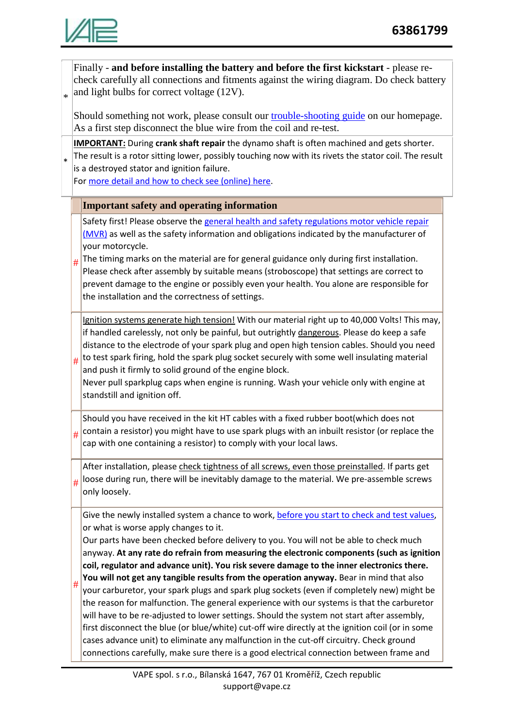* Finally - **and before installing the battery and before the first kickstart** - please re-check carefully all connections and fitments against the wiring diagram. Do check battery and light bulbs for correct voltage (12V).

  Should something not work, please consult our trouble-shooting guide on our homepage. As a first step disconnect the blue wire from the coil and re-test.

* **IMPORTANT:** During **crank shaft repair** the dynamo shaft is often machined and gets shorter. The result is a rotor sitting lower, possibly touching now with its rivets the stator coil. The result is a destroyed stator and ignition failure.
  For more detail and how to check see (online) here.

## Important safety and operating information

# Safety first! Please observe the general health and safety regulations motor vehicle repair (MVR) as well as the safety information and obligations indicated by the manufacturer of your motorcycle.
The timing marks on the material are for general guidance only during first installation. Please check after assembly by suitable means (stroboscope) that settings are correct to prevent damage to the engine or possibly even your health. You alone are responsible for the installation and the correctness of settings.

# Ignition systems generate high tension! With our material right up to 40,000 Volts! This may, if handled carelessly, not only be painful, but outrightly dangerous. Please do keep a safe distance to the electrode of your spark plug and open high tension cables. Should you need to test spark firing, hold the spark plug socket securely with some well insulating material and push it firmly to solid ground of the engine block.
Never pull sparkplug caps when engine is running. Wash your vehicle only with engine at standstill and ignition off.

# Should you have received in the kit HT cables with a fixed rubber boot(which does not contain a resistor) you might have to use spark plugs with an inbuilt resistor (or replace the cap with one containing a resistor) to comply with your local laws.

# After installation, please check tightness of all screws, even those preinstalled. If parts get loose during run, there will be inevitably damage to the material. We pre-assemble screws only loosely.

# Give the newly installed system a chance to work, before you start to check and test values, or what is worse apply changes to it.
Our parts have been checked before delivery to you. You will not be able to check much anyway. **At any rate do refrain from measuring the electronic components (such as ignition coil, regulator and advance unit). You risk severe damage to the inner electronics there. You will not get any tangible results from the operation anyway.** Bear in mind that also your carburetor, your spark plugs and spark plug sockets (even if completely new) might be the reason for malfunction. The general experience with our systems is that the carburetor will have to be re-adjusted to lower settings. Should the system not start after assembly, first disconnect the blue (or blue/white) cut-off wire directly at the ignition coil (or in some cases advance unit) to eliminate any malfunction in the cut-off circuitry. Check ground connections carefully, make sure there is a good electrical connection between frame and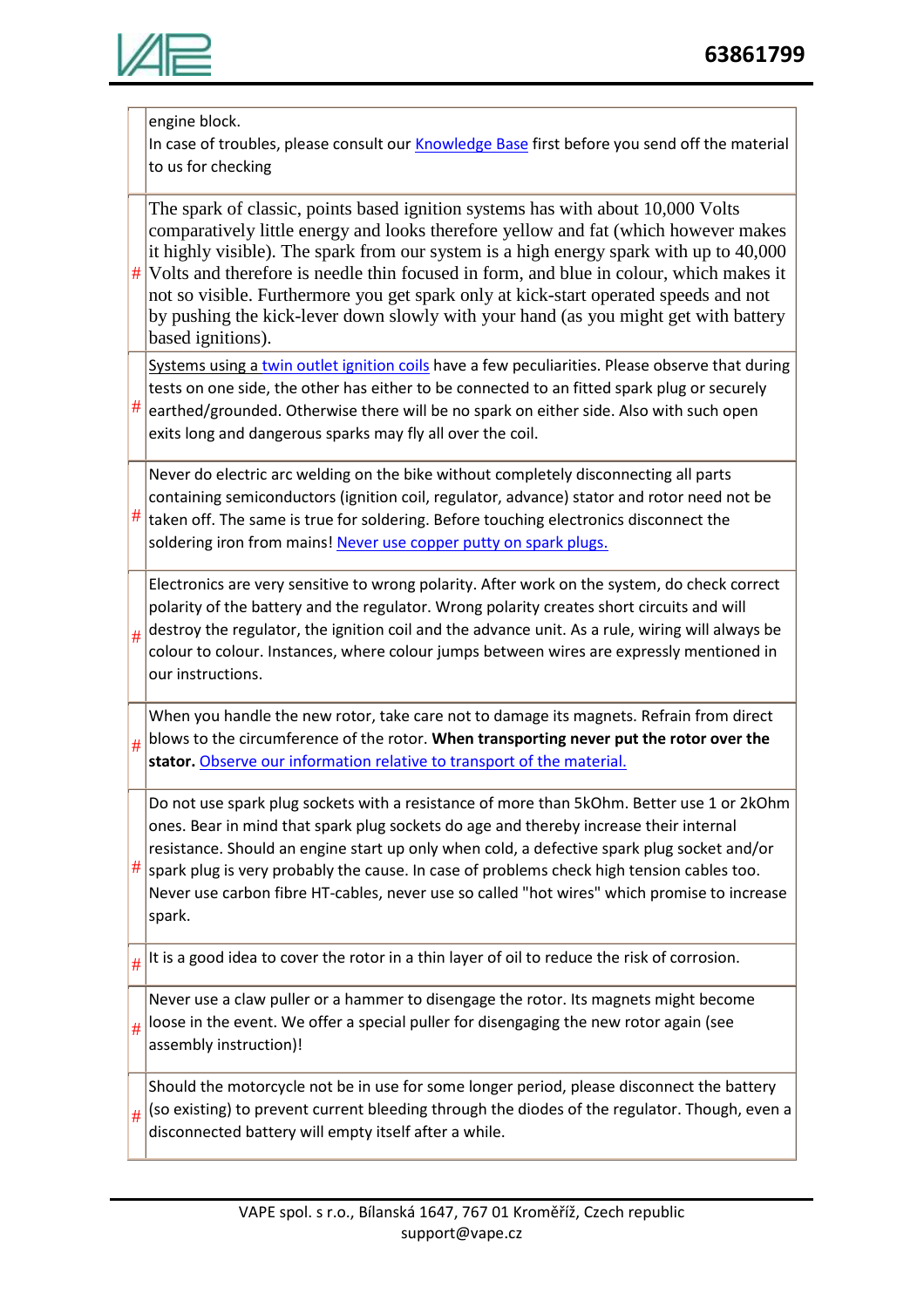| | |
|---|---|
| | engine block.<br>In case of troubles, please consult our Knowledge Base first before you send off the material to us for checking |
| # | The spark of classic, points based ignition systems has with about 10,000 Volts comparatively little energy and looks therefore yellow and fat (which however makes it highly visible). The spark from our system is a high energy spark with up to 40,000 Volts and therefore is needle thin focused in form, and blue in colour, which makes it not so visible. Furthermore you get spark only at kick-start operated speeds and not by pushing the kick-lever down slowly with your hand (as you might get with battery based ignitions). |
| # | Systems using a twin outlet ignition coils have a few peculiarities. Please observe that during tests on one side, the other has either to be connected to an fitted spark plug or securely earthed/grounded. Otherwise there will be no spark on either side. Also with such open exits long and dangerous sparks may fly all over the coil. |
| # | Never do electric arc welding on the bike without completely disconnecting all parts containing semiconductors (ignition coil, regulator, advance) stator and rotor need not be taken off. The same is true for soldering. Before touching electronics disconnect the soldering iron from mains! Never use copper putty on spark plugs. |
| # | Electronics are very sensitive to wrong polarity. After work on the system, do check correct polarity of the battery and the regulator. Wrong polarity creates short circuits and will destroy the regulator, the ignition coil and the advance unit. As a rule, wiring will always be colour to colour. Instances, where colour jumps between wires are expressly mentioned in our instructions. |
| # | When you handle the new rotor, take care not to damage its magnets. Refrain from direct blows to the circumference of the rotor. **When transporting never put the rotor over the stator.** Observe our information relative to transport of the material. |
| # | Do not use spark plug sockets with a resistance of more than 5kOhm. Better use 1 or 2kOhm ones. Bear in mind that spark plug sockets do age and thereby increase their internal resistance. Should an engine start up only when cold, a defective spark plug socket and/or spark plug is very probably the cause. In case of problems check high tension cables too. Never use carbon fibre HT-cables, never use so called "hot wires" which promise to increase spark. |
| # | It is a good idea to cover the rotor in a thin layer of oil to reduce the risk of corrosion. |
| # | Never use a claw puller or a hammer to disengage the rotor. Its magnets might become loose in the event. We offer a special puller for disengaging the new rotor again (see assembly instruction)! |
| # | Should the motorcycle not be in use for some longer period, please disconnect the battery (so existing) to prevent current bleeding through the diodes of the regulator. Though, even a disconnected battery will empty itself after a while. |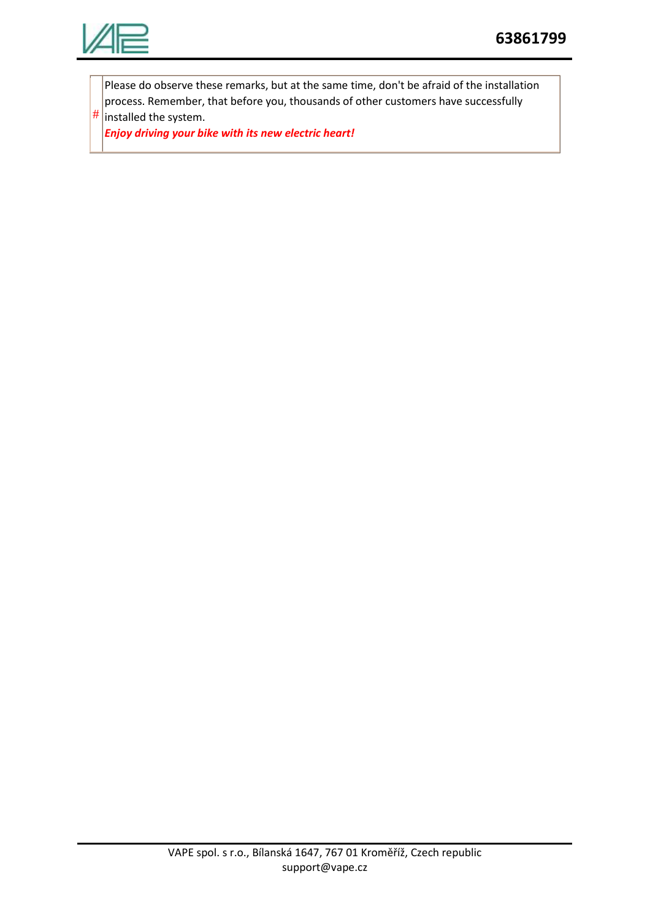| # | Please do observe these remarks, but at the same time, don't be afraid of the installation process. Remember, that before you, thousands of other customers have successfully installed the system.<br>***Enjoy driving your bike with its new electric heart!*** |
|---|---|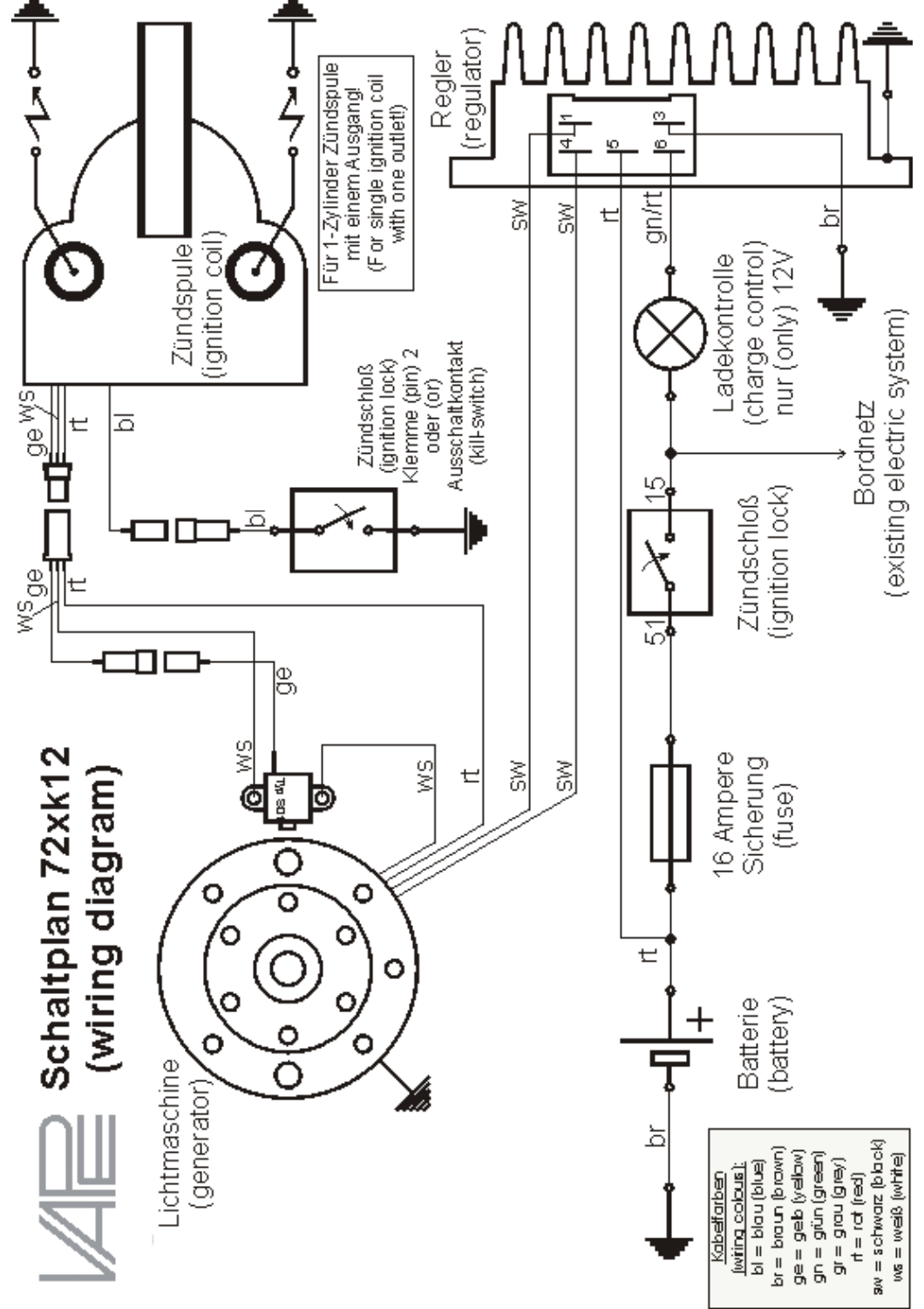# Schaltplan 72xk12
# (wiring diagram)

Lichtmaschine
(generator)

Zündspule
(ignition coil)

Für 1-Zylinder Zündspule mit einem Ausgang!
(For single ignition coil with one outlet!)

Zündschloß
(ignition lock)
Klemme (pin) 2
oder (or)
Ausschaltkontakt
(kill-switch)

Regler
(regulator)

1 3
4 5 6

ws ge rt bl sw sw rt gn/rt br

Ladekontrolle
(charge control)
nur (only) 12V

Bordnetz
(existing electric system)

Zündschloß
(ignition lock)

15

51

16 Ampere
Sicherung
(fuse)

Batterie
(battery)

Kabelfarben
(wiring colours):

- bl = blau (blue)
- br = braun (brown)
- ge = gelb (yellow)
- gn = grün (green)
- gr = grau (grey)
- rt = rot (red)
- sw = schwarz (black)
- ws = weiß (white)